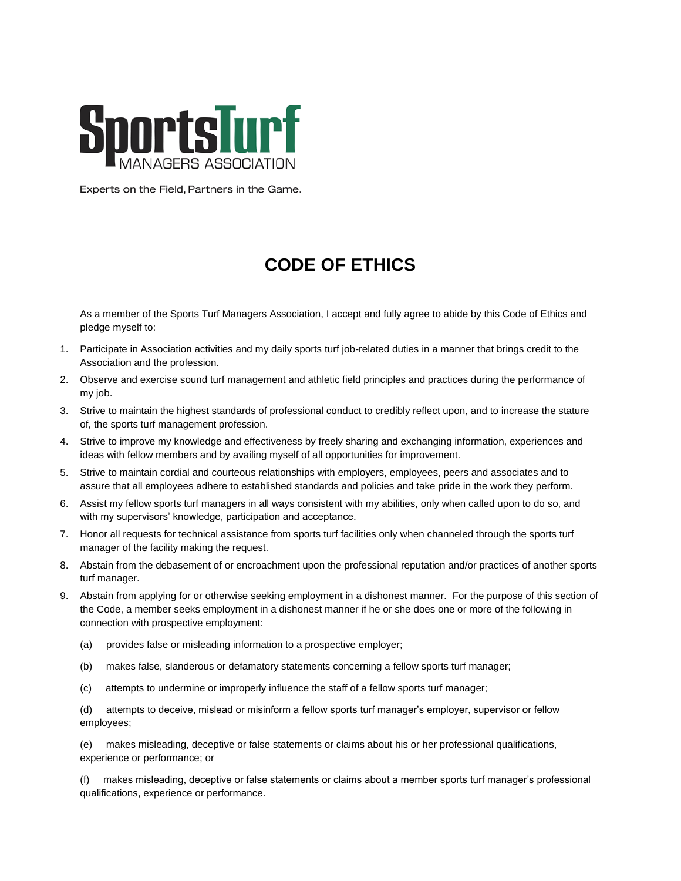SportsTurf MANAGERS ASSOCIATION

Experts on the Field, Partners in the Game.

# CODE OF ETHICS

As a member of the Sports Turf Managers Association, I accept and fully agree to abide by this Code of Ethics and pledge myself to:

1. Participate in Association activities and my daily sports turf job-related duties in a manner that brings credit to the Association and the profession.
2. Observe and exercise sound turf management and athletic field principles and practices during the performance of my job.
3. Strive to maintain the highest standards of professional conduct to credibly reflect upon, and to increase the stature of, the sports turf management profession.
4. Strive to improve my knowledge and effectiveness by freely sharing and exchanging information, experiences and ideas with fellow members and by availing myself of all opportunities for improvement.
5. Strive to maintain cordial and courteous relationships with employers, employees, peers and associates and to assure that all employees adhere to established standards and policies and take pride in the work they perform.
6. Assist my fellow sports turf managers in all ways consistent with my abilities, only when called upon to do so, and with my supervisors' knowledge, participation and acceptance.
7. Honor all requests for technical assistance from sports turf facilities only when channeled through the sports turf manager of the facility making the request.
8. Abstain from the debasement of or encroachment upon the professional reputation and/or practices of another sports turf manager.
9. Abstain from applying for or otherwise seeking employment in a dishonest manner. For the purpose of this section of the Code, a member seeks employment in a dishonest manner if he or she does one or more of the following in connection with prospective employment:

   (a) provides false or misleading information to a prospective employer;

   (b) makes false, slanderous or defamatory statements concerning a fellow sports turf manager;

   (c) attempts to undermine or improperly influence the staff of a fellow sports turf manager;

   (d) attempts to deceive, mislead or misinform a fellow sports turf manager's employer, supervisor or fellow employees;

   (e) makes misleading, deceptive or false statements or claims about his or her professional qualifications, experience or performance; or

   (f) makes misleading, deceptive or false statements or claims about a member sports turf manager's professional qualifications, experience or performance.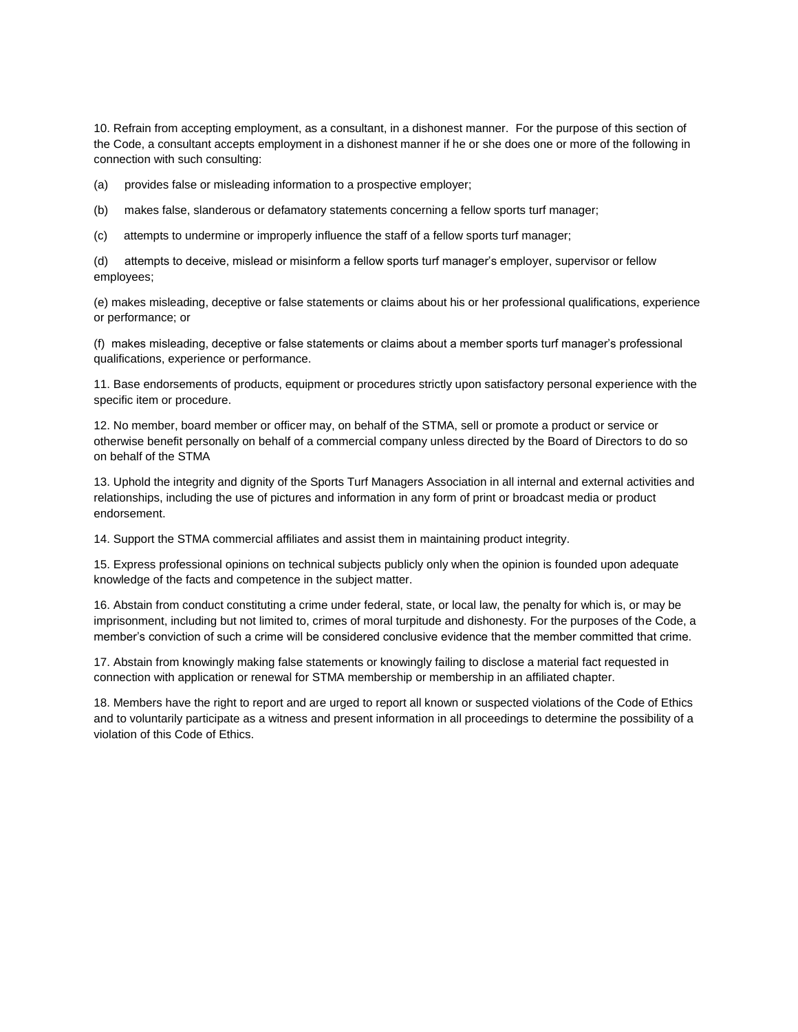10. Refrain from accepting employment, as a consultant, in a dishonest manner. For the purpose of this section of the Code, a consultant accepts employment in a dishonest manner if he or she does one or more of the following in connection with such consulting:

(a) provides false or misleading information to a prospective employer;

(b) makes false, slanderous or defamatory statements concerning a fellow sports turf manager;

(c) attempts to undermine or improperly influence the staff of a fellow sports turf manager;

(d) attempts to deceive, mislead or misinform a fellow sports turf manager's employer, supervisor or fellow employees;

(e) makes misleading, deceptive or false statements or claims about his or her professional qualifications, experience or performance; or

(f) makes misleading, deceptive or false statements or claims about a member sports turf manager's professional qualifications, experience or performance.

11. Base endorsements of products, equipment or procedures strictly upon satisfactory personal experience with the specific item or procedure.

12. No member, board member or officer may, on behalf of the STMA, sell or promote a product or service or otherwise benefit personally on behalf of a commercial company unless directed by the Board of Directors to do so on behalf of the STMA

13. Uphold the integrity and dignity of the Sports Turf Managers Association in all internal and external activities and relationships, including the use of pictures and information in any form of print or broadcast media or product endorsement.

14. Support the STMA commercial affiliates and assist them in maintaining product integrity.

15. Express professional opinions on technical subjects publicly only when the opinion is founded upon adequate knowledge of the facts and competence in the subject matter.

16. Abstain from conduct constituting a crime under federal, state, or local law, the penalty for which is, or may be imprisonment, including but not limited to, crimes of moral turpitude and dishonesty. For the purposes of the Code, a member's conviction of such a crime will be considered conclusive evidence that the member committed that crime.

17. Abstain from knowingly making false statements or knowingly failing to disclose a material fact requested in connection with application or renewal for STMA membership or membership in an affiliated chapter.

18. Members have the right to report and are urged to report all known or suspected violations of the Code of Ethics and to voluntarily participate as a witness and present information in all proceedings to determine the possibility of a violation of this Code of Ethics.